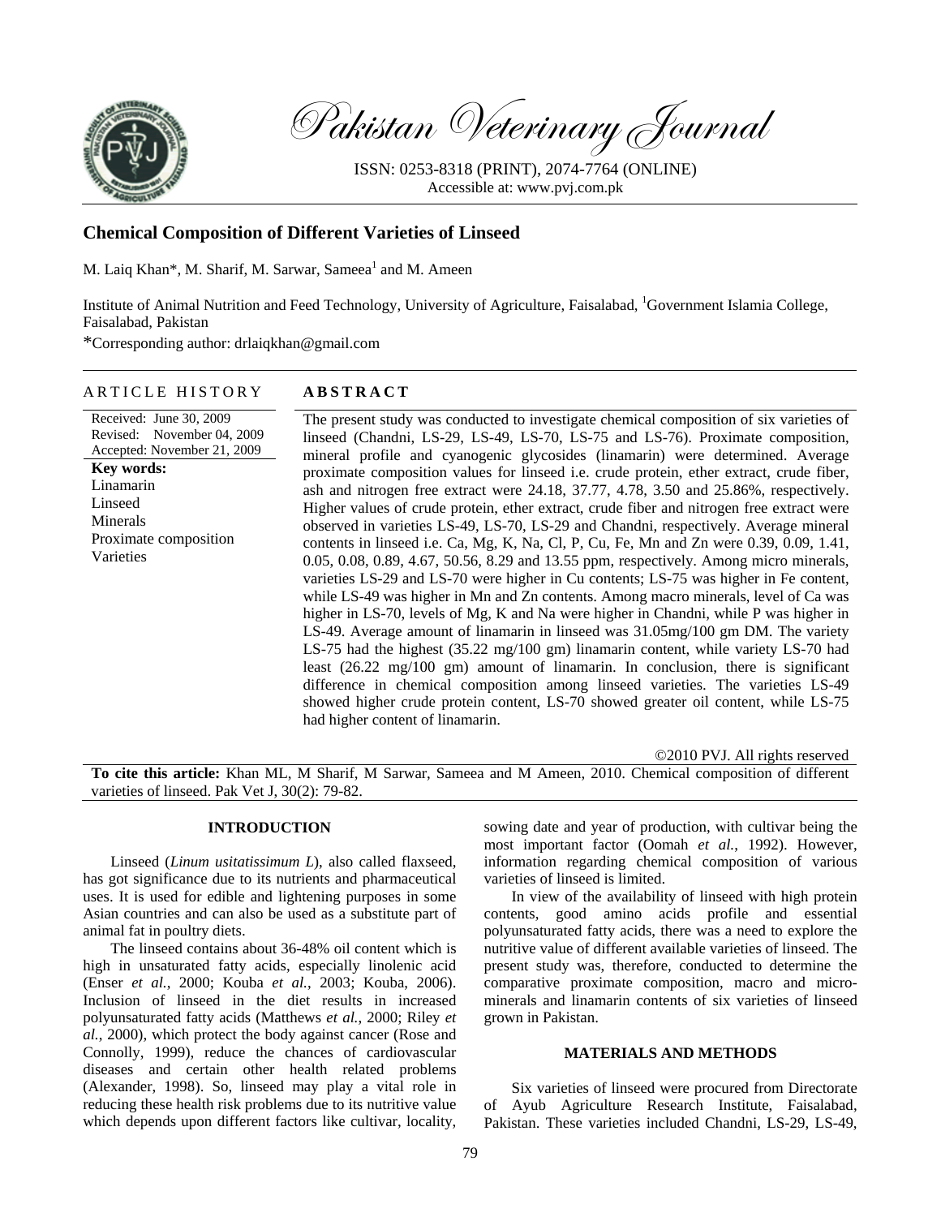# Pakistan Veterinary Journal

ISSN: 0253-8318 (PRINT), 2074-7764 (ONLINE)
Accessible at: www.pvj.com.pk

## Chemical Composition of Different Varieties of Linseed

M. Laiq Khan*, M. Sharif, M. Sarwar, Sameea[1] and M. Ameen

Institute of Animal Nutrition and Feed Technology, University of Agriculture, Faisalabad, [1]Government Islamia College, Faisalabad, Pakistan

*Corresponding author: drlaiqkhan@gmail.com

### ARTICLE HISTORY

Received: June 30, 2009
Revised: November 04, 2009
Accepted: November 21, 2009

**Key words:**
Linamarin
Linseed
Minerals
Proximate composition
Varieties

### ABSTRACT

The present study was conducted to investigate chemical composition of six varieties of linseed (Chandni, LS-29, LS-49, LS-70, LS-75 and LS-76). Proximate composition, mineral profile and cyanogenic glycosides (linamarin) were determined. Average proximate composition values for linseed i.e. crude protein, ether extract, crude fiber, ash and nitrogen free extract were 24.18, 37.77, 4.78, 3.50 and 25.86%, respectively. Higher values of crude protein, ether extract, crude fiber and nitrogen free extract were observed in varieties LS-49, LS-70, LS-29 and Chandni, respectively. Average mineral contents in linseed i.e. Ca, Mg, K, Na, Cl, P, Cu, Fe, Mn and Zn were 0.39, 0.09, 1.41, 0.05, 0.08, 0.89, 4.67, 50.56, 8.29 and 13.55 ppm, respectively. Among micro minerals, varieties LS-29 and LS-70 were higher in Cu contents; LS-75 was higher in Fe content, while LS-49 was higher in Mn and Zn contents. Among macro minerals, level of Ca was higher in LS-70, levels of Mg, K and Na were higher in Chandni, while P was higher in LS-49. Average amount of linamarin in linseed was 31.05mg/100 gm DM. The variety LS-75 had the highest (35.22 mg/100 gm) linamarin content, while variety LS-70 had least (26.22 mg/100 gm) amount of linamarin. In conclusion, there is significant difference in chemical composition among linseed varieties. The varieties LS-49 showed higher crude protein content, LS-70 showed greater oil content, while LS-75 had higher content of linamarin.

©2010 PVJ. All rights reserved

**To cite this article:** Khan ML, M Sharif, M Sarwar, Sameea and M Ameen, 2010. Chemical composition of different varieties of linseed. Pak Vet J, 30(2): 79-82.

## INTRODUCTION

Linseed (*Linum usitatissimum L*), also called flaxseed, has got significance due to its nutrients and pharmaceutical uses. It is used for edible and lightening purposes in some Asian countries and can also be used as a substitute part of animal fat in poultry diets.

The linseed contains about 36-48% oil content which is high in unsaturated fatty acids, especially linolenic acid (Enser *et al.*, 2000; Kouba *et al.*, 2003; Kouba, 2006). Inclusion of linseed in the diet results in increased polyunsaturated fatty acids (Matthews *et al.*, 2000; Riley *et al.*, 2000), which protect the body against cancer (Rose and Connolly, 1999), reduce the chances of cardiovascular diseases and certain other health related problems (Alexander, 1998). So, linseed may play a vital role in reducing these health risk problems due to its nutritive value which depends upon different factors like cultivar, locality, sowing date and year of production, with cultivar being the most important factor (Oomah *et al.*, 1992). However, information regarding chemical composition of various varieties of linseed is limited.

In view of the availability of linseed with high protein contents, good amino acids profile and essential polyunsaturated fatty acids, there was a need to explore the nutritive value of different available varieties of linseed. The present study was, therefore, conducted to determine the comparative proximate composition, macro and micro-minerals and linamarin contents of six varieties of linseed grown in Pakistan.

## MATERIALS AND METHODS

Six varieties of linseed were procured from Directorate of Ayub Agriculture Research Institute, Faisalabad, Pakistan. These varieties included Chandni, LS-29, LS-49,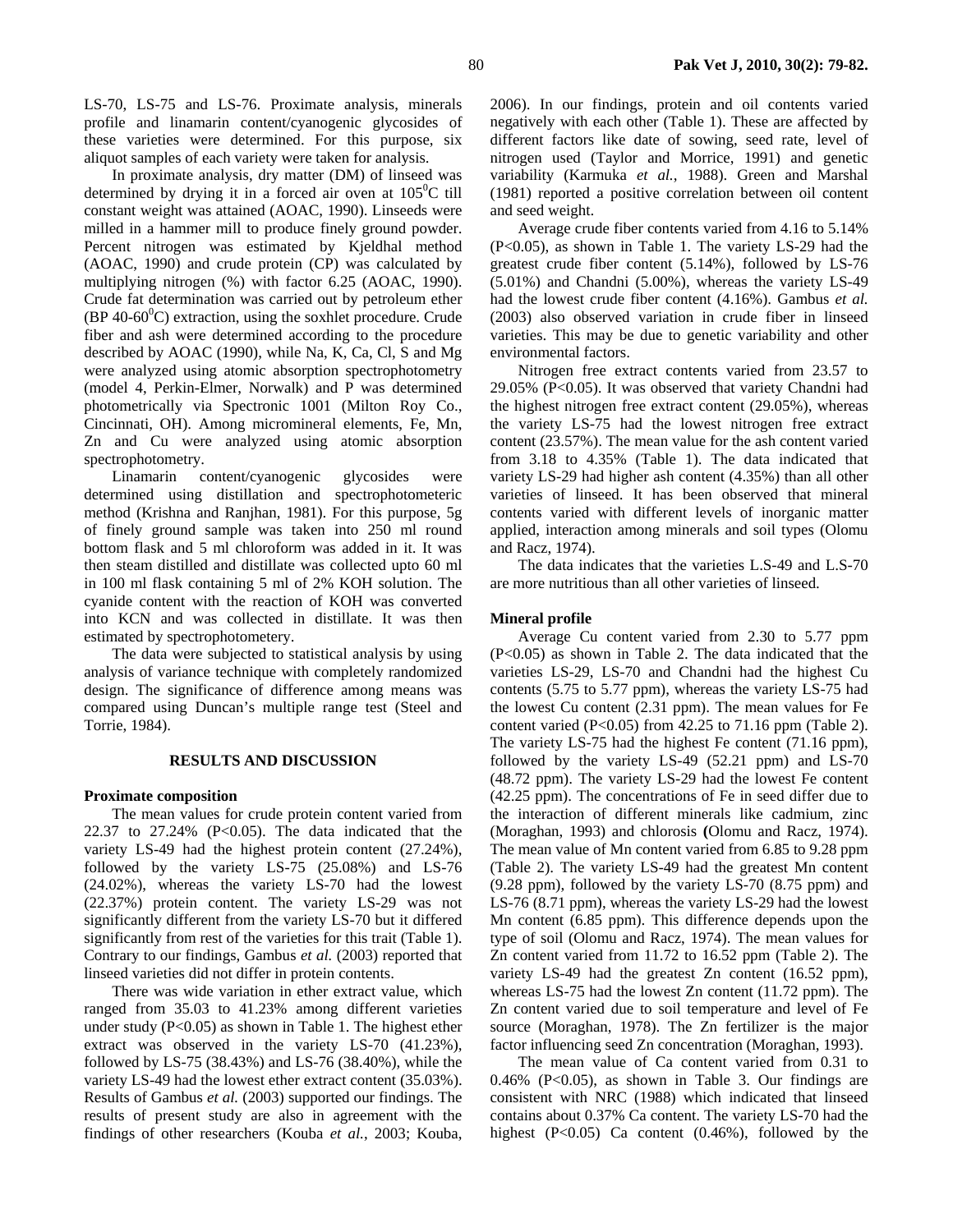LS-70, LS-75 and LS-76. Proximate analysis, minerals profile and linamarin content/cyanogenic glycosides of these varieties were determined. For this purpose, six aliquot samples of each variety were taken for analysis.

In proximate analysis, dry matter (DM) of linseed was determined by drying it in a forced air oven at $105^0$C till constant weight was attained (AOAC, 1990). Linseeds were milled in a hammer mill to produce finely ground powder. Percent nitrogen was estimated by Kjeldhal method (AOAC, 1990) and crude protein (CP) was calculated by multiplying nitrogen (%) with factor 6.25 (AOAC, 1990). Crude fat determination was carried out by petroleum ether (BP 40-$60^0$C) extraction, using the soxhlet procedure. Crude fiber and ash were determined according to the procedure described by AOAC (1990), while Na, K, Ca, Cl, S and Mg were analyzed using atomic absorption spectrophotometry (model 4, Perkin-Elmer, Norwalk) and P was determined photometrically via Spectronic 1001 (Milton Roy Co., Cincinnati, OH). Among micromineral elements, Fe, Mn, Zn and Cu were analyzed using atomic absorption spectrophotometry.

Linamarin content/cyanogenic glycosides were determined using distillation and spectrophotometeric method (Krishna and Ranjhan, 1981). For this purpose, 5g of finely ground sample was taken into 250 ml round bottom flask and 5 ml of chloroform was added in it. It was then steam distilled and distillate was collected upto 60 ml in 100 ml flask containing 5 ml of 2% KOH solution. The cyanide content with the reaction of KOH was converted into KCN and was collected in distillate. It was then estimated by spectrophotometery.

The data were subjected to statistical analysis by using analysis of variance technique with completely randomized design. The significance of difference among means was compared using Duncan's multiple range test (Steel and Torrie, 1984).

## RESULTS AND DISCUSSION

### Proximate composition

The mean values for crude protein content varied from 22.37 to 27.24% ($P<0.05$). The data indicated that the variety LS-49 had the highest protein content (27.24%), followed by the variety LS-75 (25.08%) and LS-76 (24.02%), whereas the variety LS-70 had the lowest (22.37%) protein content. The variety LS-29 was not significantly different from the variety LS-70 but it differed significantly from rest of the varieties for this trait (Table 1). Contrary to our findings, Gambus *et al.* (2003) reported that linseed varieties did not differ in protein contents.

There was wide variation in ether extract value, which ranged from 35.03 to 41.23% among different varieties under study ($P<0.05$) as shown in Table 1. The highest ether extract was observed in the variety LS-70 (41.23%), followed by LS-75 (38.43%) and LS-76 (38.40%), while the variety LS-49 had the lowest ether extract content (35.03%). Results of Gambus *et al.* (2003) supported our findings. The results of present study are also in agreement with the findings of other researchers (Kouba *et al.*, 2003; Kouba, 2006). In our findings, protein and oil contents varied negatively with each other (Table 1). These are affected by different factors like date of sowing, seed rate, level of nitrogen used (Taylor and Morrice, 1991) and genetic variability (Karmuka *et al.*, 1988). Green and Marshal (1981) reported a positive correlation between oil content and seed weight.

Average crude fiber contents varied from 4.16 to 5.14% ($P<0.05$), as shown in Table 1. The variety LS-29 had the greatest crude fiber content (5.14%), followed by LS-76 (5.01%) and Chandni (5.00%), whereas the variety LS-49 had the lowest crude fiber content (4.16%). Gambus *et al.* (2003) also observed variation in crude fiber in linseed varieties. This may be due to genetic variability and other environmental factors.

Nitrogen free extract contents varied from 23.57 to 29.05% ($P<0.05$). It was observed that variety Chandni had the highest nitrogen free extract content (29.05%), whereas the variety LS-75 had the lowest nitrogen free extract content (23.57%). The mean value for the ash content varied from 3.18 to 4.35% (Table 1). The data indicated that variety LS-29 had higher ash content (4.35%) than all other varieties of linseed. It has been observed that mineral contents varied with different levels of inorganic matter applied, interaction among minerals and soil types (Olomu and Racz, 1974).

The data indicates that the varieties L.S-49 and L.S-70 are more nutritious than all other varieties of linseed.

### Mineral profile

Average Cu content varied from 2.30 to 5.77 ppm ($P<0.05$) as shown in Table 2. The data indicated that the varieties LS-29, LS-70 and Chandni had the highest Cu contents (5.75 to 5.77 ppm), whereas the variety LS-75 had the lowest Cu content (2.31 ppm). The mean values for Fe content varied ($P<0.05$) from 42.25 to 71.16 ppm (Table 2). The variety LS-75 had the highest Fe content (71.16 ppm), followed by the variety LS-49 (52.21 ppm) and LS-70 (48.72 ppm). The variety LS-29 had the lowest Fe content (42.25 ppm). The concentrations of Fe in seed differ due to the interaction of different minerals like cadmium, zinc (Moraghan, 1993) and chlorosis (Olomu and Racz, 1974). The mean value of Mn content varied from 6.85 to 9.28 ppm (Table 2). The variety LS-49 had the greatest Mn content (9.28 ppm), followed by the variety LS-70 (8.75 ppm) and LS-76 (8.71 ppm), whereas the variety LS-29 had the lowest Mn content (6.85 ppm). This difference depends upon the type of soil (Olomu and Racz, 1974). The mean values for Zn content varied from 11.72 to 16.52 ppm (Table 2). The variety LS-49 had the greatest Zn content (16.52 ppm), whereas LS-75 had the lowest Zn content (11.72 ppm). The Zn content varied due to soil temperature and level of Fe source (Moraghan, 1978). The Zn fertilizer is the major factor influencing seed Zn concentration (Moraghan, 1993).

The mean value of Ca content varied from 0.31 to 0.46% ($P<0.05$), as shown in Table 3. Our findings are consistent with NRC (1988) which indicated that linseed contains about 0.37% Ca content. The variety LS-70 had the highest ($P<0.05$) Ca content (0.46%), followed by the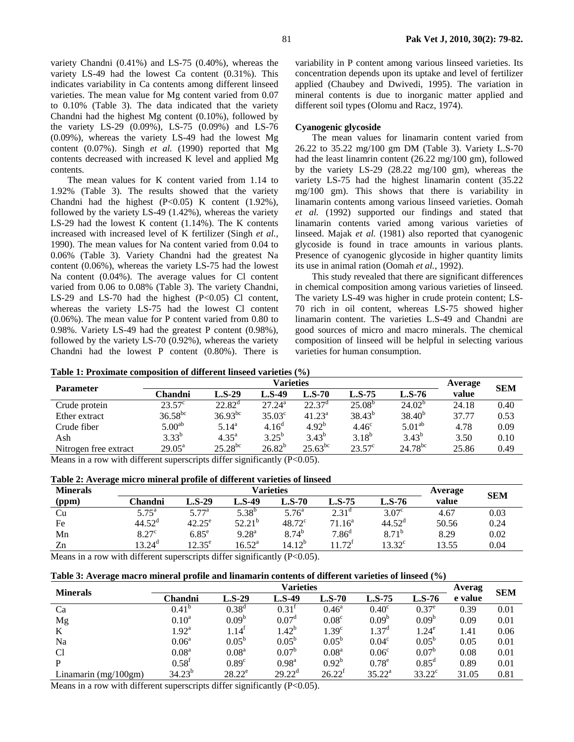variety Chandni (0.41%) and LS-75 (0.40%), whereas the variety LS-49 had the lowest Ca content (0.31%). This indicates variability in Ca contents among different linseed varieties. The mean value for Mg content varied from 0.07 to 0.10% (Table 3). The data indicated that the variety Chandni had the highest Mg content (0.10%), followed by the variety LS-29 (0.09%), LS-75 (0.09%) and LS-76 (0.09%), whereas the variety LS-49 had the lowest Mg content (0.07%). Singh *et al.* (1990) reported that Mg contents decreased with increased K level and applied Mg contents.

The mean values for K content varied from 1.14 to 1.92% (Table 3). The results showed that the variety Chandni had the highest ($P<0.05$) K content (1.92%), followed by the variety LS-49 (1.42%), whereas the variety LS-29 had the lowest K content (1.14%). The K contents increased with increased level of K fertilizer (Singh *et al.*, 1990). The mean values for Na content varied from 0.04 to 0.06% (Table 3). Variety Chandni had the greatest Na content (0.06%), whereas the variety LS-75 had the lowest Na content (0.04%). The average values for Cl content varied from 0.06 to 0.08% (Table 3). The variety Chandni, LS-29 and LS-70 had the highest ($P<0.05$) Cl content, whereas the variety LS-75 had the lowest Cl content (0.06%). The mean value for P content varied from 0.80 to 0.98%. Variety LS-49 had the greatest P content (0.98%), followed by the variety LS-70 (0.92%), whereas the variety Chandni had the lowest P content (0.80%). There is variability in P content among various linseed varieties. Its concentration depends upon its uptake and level of fertilizer applied (Chaubey and Dwivedi, 1995). The variation in mineral contents is due to inorganic matter applied and different soil types (Olomu and Racz, 1974).

### Cyanogenic glycoside

The mean values for linamarin content varied from 26.22 to 35.22 mg/100 gm DM (Table 3). Variety L.S-70 had the least linamrin content (26.22 mg/100 gm), followed by the variety LS-29 (28.22 mg/100 gm), whereas the variety LS-75 had the highest linamarin content (35.22 mg/100 gm). This shows that there is variability in linamarin contents among various linseed varieties. Oomah *et al.* (1992) supported our findings and stated that linamarin contents varied among various varieties of linseed. Majak *et al.* (1981) also reported that cyanogenic glycoside is found in trace amounts in various plants. Presence of cyanogenic glycoside in higher quantity limits its use in animal ration (Oomah *et al.*, 1992).

This study revealed that there are significant differences in chemical composition among various varieties of linseed. The variety LS-49 was higher in crude protein content; LS-70 rich in oil content, whereas LS-75 showed higher linamarin content. The varieties L.S-49 and Chandni are good sources of micro and macro minerals. The chemical composition of linseed will be helpful in selecting various varieties for human consumption.

**Table 1: Proximate composition of different linseed varieties (%)**

| Parameter | Varieties | | | | | | Average value | SEM |
|---|---|---|---|---|---|---|---|---|
| | Chandni | L.S-29 | L.S-49 | L.S-70 | L.S-75 | L.S-76 | | |
| Crude protein | $23.57^{c}$ | $22.82^{d}$ | $27.24^{a}$ | $22.37^{d}$ | $25.08^{b}$ | $24.02^{b}$ | 24.18 | 0.40 |
| Ether extract | $36.58^{bc}$ | $36.93^{bc}$ | $35.03^{c}$ | $41.23^{a}$ | $38.43^{b}$ | $38.40^{b}$ | 37.77 | 0.53 |
| Crude fiber | $5.00^{ab}$ | $5.14^{a}$ | $4.16^{d}$ | $4.92^{b}$ | $4.46^{c}$ | $5.01^{ab}$ | 4.78 | 0.09 |
| Ash | $3.33^{b}$ | $4.35^{a}$ | $3.25^{b}$ | $3.43^{b}$ | $3.18^{b}$ | $3.43^{b}$ | 3.50 | 0.10 |
| Nitrogen free extract | $29.05^{a}$ | $25.28^{bc}$ | $26.82^{b}$ | $25.63^{bc}$ | $23.57^{c}$ | $24.78^{bc}$ | 25.86 | 0.49 |

Means in a row with different superscripts differ significantly ($P<0.05$).

**Table 2: Average micro mineral profile of different varieties of linseed**

| Minerals (ppm) | Varieties | | | | | | Average value | SEM |
|---|---|---|---|---|---|---|---|---|
| | Chandni | L.S-29 | L.S-49 | L.S-70 | L.S-75 | L.S-76 | | |
| Cu | $5.75^{a}$ | $5.77^{a}$ | $5.38^{b}$ | $5.76^{a}$ | $2.31^{d}$ | $3.07^{c}$ | 4.67 | 0.03 |
| Fe | $44.52^{d}$ | $42.25^{e}$ | $52.21^{b}$ | $48.72^{c}$ | $71.16^{a}$ | $44.52^{d}$ | 50.56 | 0.24 |
| Mn | $8.27^{c}$ | $6.85^{e}$ | $9.28^{a}$ | $8.74^{b}$ | $7.86^{d}$ | $8.71^{b}$ | 8.29 | 0.02 |
| Zn | $13.24^{d}$ | $12.35^{e}$ | $16.52^{a}$ | $14.12^{b}$ | $11.72^{f}$ | $13.32^{c}$ | 13.55 | 0.04 |

Means in a row with different superscripts differ significantly ($P<0.05$).

**Table 3: Average macro mineral profile and linamarin contents of different varieties of linseed (%)**

| Minerals | Varieties | | | | | | Average value | SEM |
|---|---|---|---|---|---|---|---|---|
| | Chandni | L.S-29 | L.S-49 | L.S-70 | L.S-75 | L.S-76 | | |
| Ca | $0.41^{b}$ | $0.38^{d}$ | $0.31^{f}$ | $0.46^{a}$ | $0.40^{c}$ | $0.37^{e}$ | 0.39 | 0.01 |
| Mg | $0.10^{a}$ | $0.09^{b}$ | $0.07^{d}$ | $0.08^{c}$ | $0.09^{b}$ | $0.09^{b}$ | 0.09 | 0.01 |
| K | $1.92^{a}$ | $1.14^{f}$ | $1.42^{b}$ | $1.39^{c}$ | $1.37^{d}$ | $1.24^{e}$ | 1.41 | 0.06 |
| Na | $0.06^{a}$ | $0.05^{b}$ | $0.05^{b}$ | $0.05^{b}$ | $0.04^{c}$ | $0.05^{b}$ | 0.05 | 0.01 |
| Cl | $0.08^{a}$ | $0.08^{a}$ | $0.07^{b}$ | $0.08^{a}$ | $0.06^{c}$ | $0.07^{b}$ | 0.08 | 0.01 |
| P | $0.58^{f}$ | $0.89^{c}$ | $0.98^{a}$ | $0.92^{b}$ | $0.78^{e}$ | $0.85^{d}$ | 0.89 | 0.01 |
| Linamarin (mg/100gm) | $34.23^{b}$ | $28.22^{e}$ | $29.22^{d}$ | $26.22^{f}$ | $35.22^{a}$ | $33.22^{c}$ | 31.05 | 0.81 |

Means in a row with different superscripts differ significantly ($P<0.05$).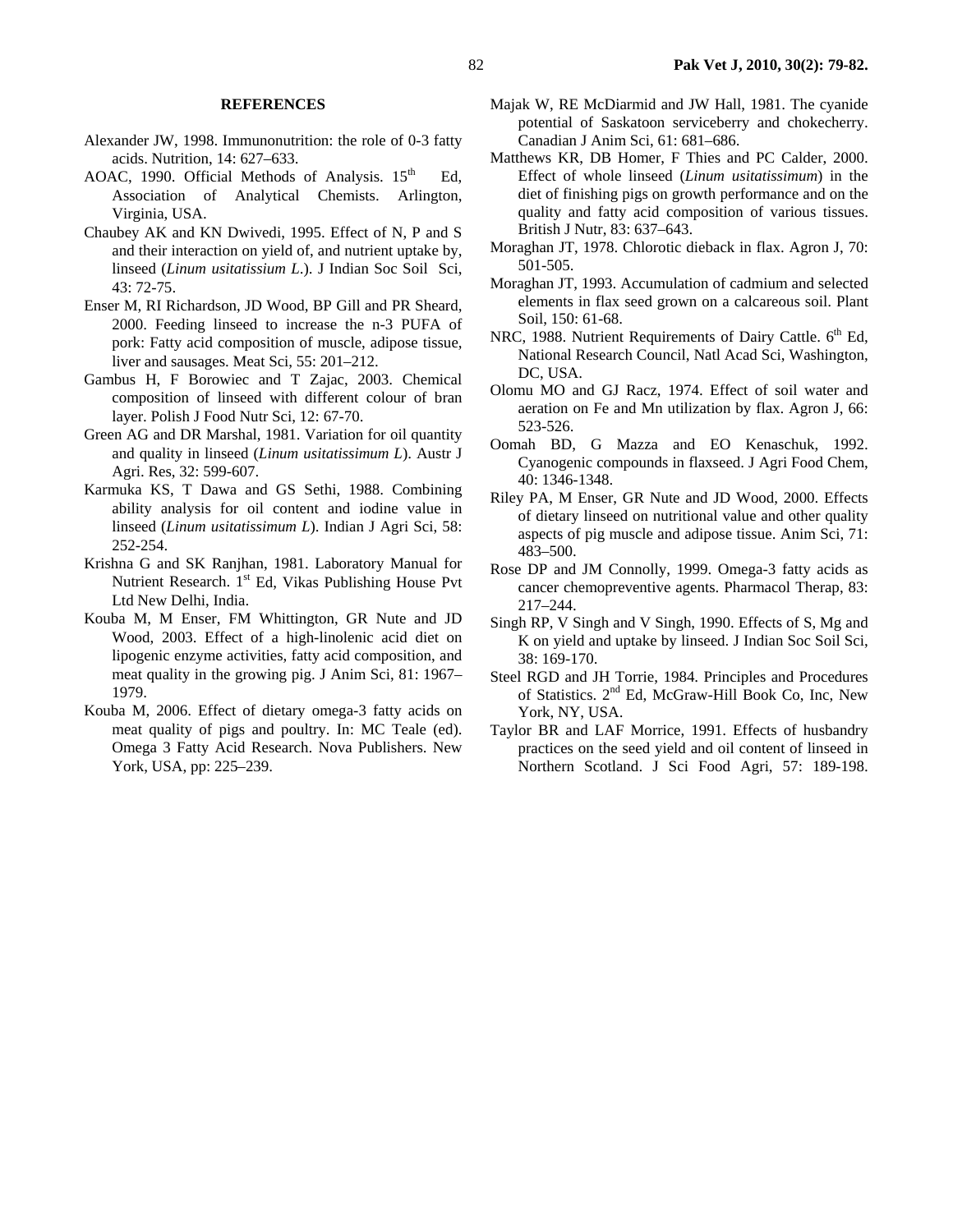## REFERENCES

Alexander JW, 1998. Immunonutrition: the role of 0-3 fatty acids. Nutrition, 14: 627–633.

AOAC, 1990. Official Methods of Analysis. 15th Ed, Association of Analytical Chemists. Arlington, Virginia, USA.

Chaubey AK and KN Dwivedi, 1995. Effect of N, P and S and their interaction on yield of, and nutrient uptake by, linseed (*Linum usitatissium L.*). J Indian Soc Soil Sci, 43: 72-75.

Enser M, RI Richardson, JD Wood, BP Gill and PR Sheard, 2000. Feeding linseed to increase the n-3 PUFA of pork: Fatty acid composition of muscle, adipose tissue, liver and sausages. Meat Sci, 55: 201–212.

Gambus H, F Borowiec and T Zajac, 2003. Chemical composition of linseed with different colour of bran layer. Polish J Food Nutr Sci, 12: 67-70.

Green AG and DR Marshal, 1981. Variation for oil quantity and quality in linseed (*Linum usitatissimum L*). Austr J Agri. Res, 32: 599-607.

Karmuka KS, T Dawa and GS Sethi, 1988. Combining ability analysis for oil content and iodine value in linseed (*Linum usitatissimum L*). Indian J Agri Sci, 58: 252-254.

Krishna G and SK Ranjhan, 1981. Laboratory Manual for Nutrient Research. 1st Ed, Vikas Publishing House Pvt Ltd New Delhi, India.

Kouba M, M Enser, FM Whittington, GR Nute and JD Wood, 2003. Effect of a high-linolenic acid diet on lipogenic enzyme activities, fatty acid composition, and meat quality in the growing pig. J Anim Sci, 81: 1967–1979.

Kouba M, 2006. Effect of dietary omega-3 fatty acids on meat quality of pigs and poultry. In: MC Teale (ed). Omega 3 Fatty Acid Research. Nova Publishers. New York, USA, pp: 225–239.

Majak W, RE McDiarmid and JW Hall, 1981. The cyanide potential of Saskatoon serviceberry and chokecherry. Canadian J Anim Sci, 61: 681–686.

Matthews KR, DB Homer, F Thies and PC Calder, 2000. Effect of whole linseed (*Linum usitatissimum*) in the diet of finishing pigs on growth performance and on the quality and fatty acid composition of various tissues. British J Nutr, 83: 637–643.

Moraghan JT, 1978. Chlorotic dieback in flax. Agron J, 70: 501-505.

Moraghan JT, 1993. Accumulation of cadmium and selected elements in flax seed grown on a calcareous soil. Plant Soil, 150: 61-68.

NRC, 1988. Nutrient Requirements of Dairy Cattle. 6th Ed, National Research Council, Natl Acad Sci, Washington, DC, USA.

Olomu MO and GJ Racz, 1974. Effect of soil water and aeration on Fe and Mn utilization by flax. Agron J, 66: 523-526.

Oomah BD, G Mazza and EO Kenaschuk, 1992. Cyanogenic compounds in flaxseed. J Agri Food Chem, 40: 1346-1348.

Riley PA, M Enser, GR Nute and JD Wood, 2000. Effects of dietary linseed on nutritional value and other quality aspects of pig muscle and adipose tissue. Anim Sci, 71: 483–500.

Rose DP and JM Connolly, 1999. Omega-3 fatty acids as cancer chemopreventive agents. Pharmacol Therap, 83: 217–244.

Singh RP, V Singh and V Singh, 1990. Effects of S, Mg and K on yield and uptake by linseed. J Indian Soc Soil Sci, 38: 169-170.

Steel RGD and JH Torrie, 1984. Principles and Procedures of Statistics. 2nd Ed, McGraw-Hill Book Co, Inc, New York, NY, USA.

Taylor BR and LAF Morrice, 1991. Effects of husbandry practices on the seed yield and oil content of linseed in Northern Scotland. J Sci Food Agri, 57: 189-198.